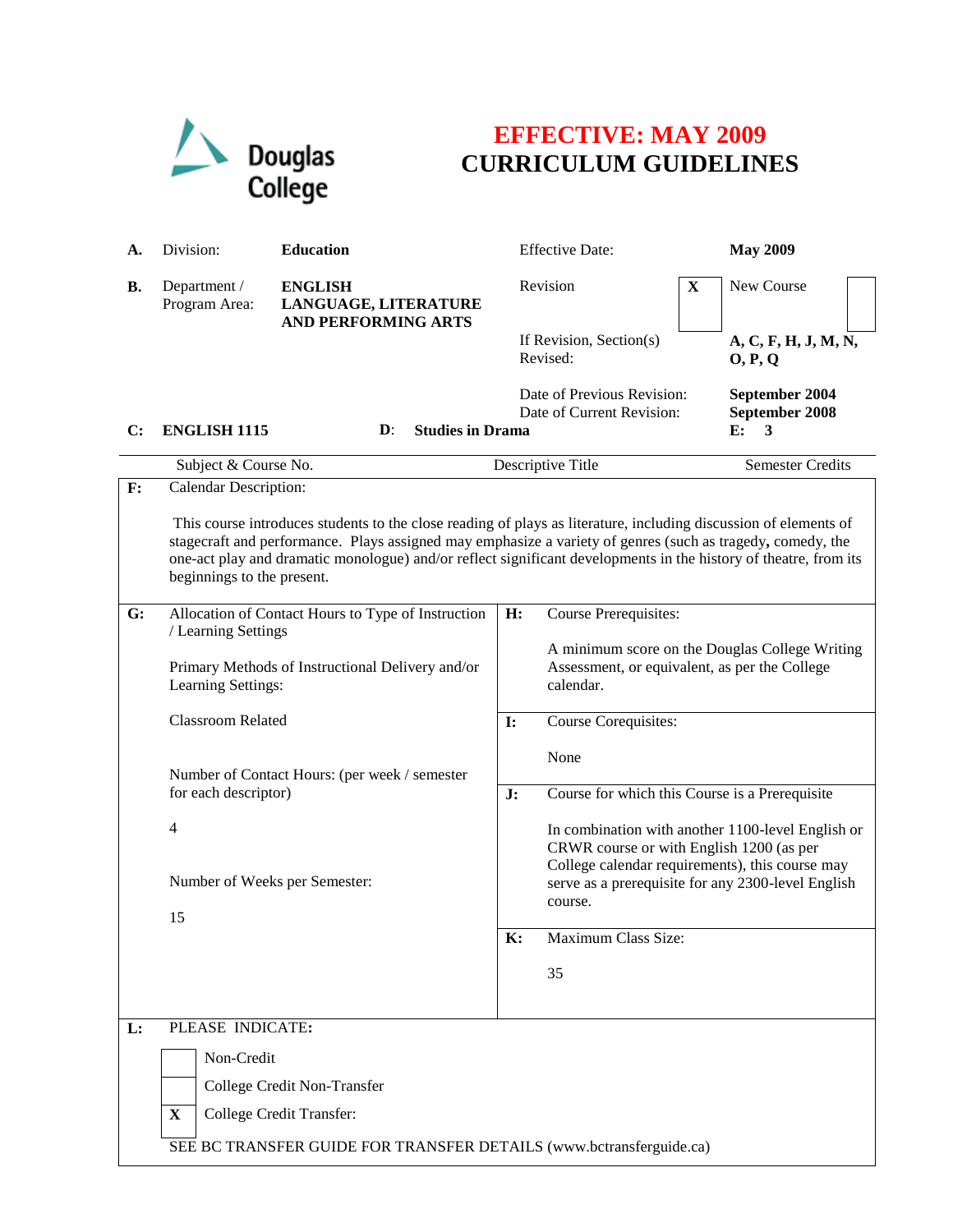Douglas College

# EFFECTIVE: MAY 2009
# CURRICULUM GUIDELINES

| | | | | |
|---|---|---|---|---|
| **A.** Division: | **Education** | Effective Date: | | **May 2009** |
| **B.** Department / Program Area: | **ENGLISH LANGUAGE, LITERATURE AND PERFORMING ARTS** | Revision | **X** | New Course |
| | | If Revision, Section(s) Revised: | | **A, C, F, H, J, M, N, O, P, Q** |
| | | Date of Previous Revision: | | **September 2004** |
| | | Date of Current Revision: | | **September 2008** |

**C: ENGLISH 1115** — **D: Studies in Drama** — **E: 3**

| Subject & Course No. | Descriptive Title | Semester Credits |
|---|---|---|
| ENGLISH 1115 | Studies in Drama | 3 |

**F:** Calendar Description:

This course introduces students to the close reading of plays as literature, including discussion of elements of stagecraft and performance. Plays assigned may emphasize a variety of genres (such as tragedy**,** comedy, the one-act play and dramatic monologue) and/or reflect significant developments in the history of theatre, from its beginnings to the present.

**G:** Allocation of Contact Hours to Type of Instruction / Learning Settings

Primary Methods of Instructional Delivery and/or Learning Settings:

Classroom Related

Number of Contact Hours: (per week / semester for each descriptor)

4

Number of Weeks per Semester:

15

**H:** Course Prerequisites:

A minimum score on the Douglas College Writing Assessment, or equivalent, as per the College calendar.

**I:** Course Corequisites:

None

**J:** Course for which this Course is a Prerequisite

In combination with another 1100-level English or CRWR course or with English 1200 (as per College calendar requirements), this course may serve as a prerequisite for any 2300-level English course.

**K:** Maximum Class Size:

35

**L:** PLEASE INDICATE:

- [ ] Non-Credit
- [ ] College Credit Non-Transfer
- [X] College Credit Transfer:

SEE BC TRANSFER GUIDE FOR TRANSFER DETAILS (www.bctransferguide.ca)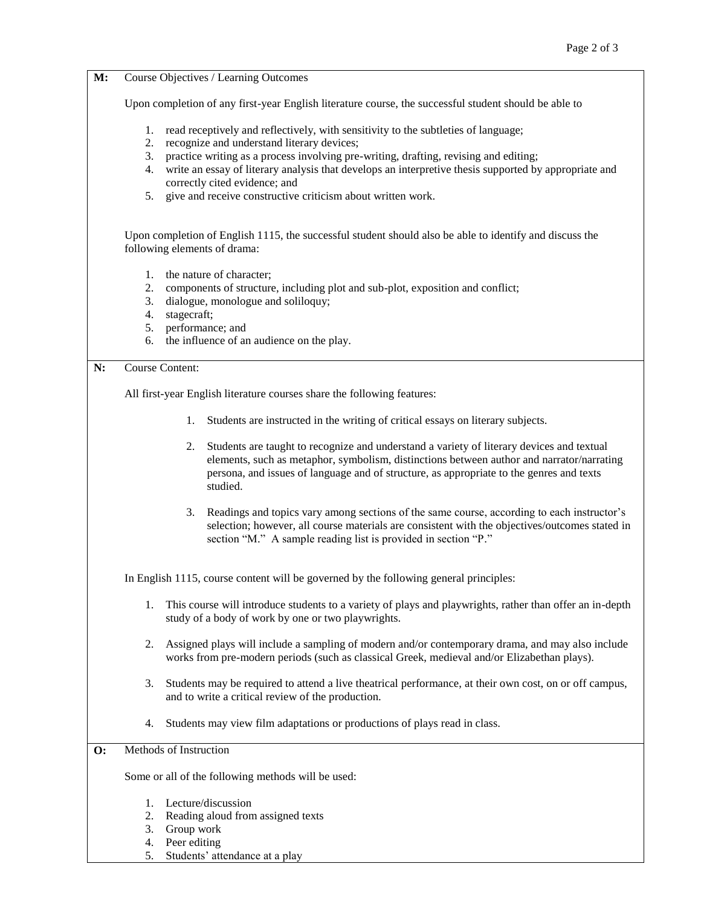**M:** Course Objectives / Learning Outcomes

Upon completion of any first-year English literature course, the successful student should be able to

1. read receptively and reflectively, with sensitivity to the subtleties of language;
2. recognize and understand literary devices;
3. practice writing as a process involving pre-writing, drafting, revising and editing;
4. write an essay of literary analysis that develops an interpretive thesis supported by appropriate and correctly cited evidence; and
5. give and receive constructive criticism about written work.

Upon completion of English 1115, the successful student should also be able to identify and discuss the following elements of drama:

1. the nature of character;
2. components of structure, including plot and sub-plot, exposition and conflict;
3. dialogue, monologue and soliloquy;
4. stagecraft;
5. performance; and
6. the influence of an audience on the play.

**N:** Course Content:

All first-year English literature courses share the following features:

1. Students are instructed in the writing of critical essays on literary subjects.

2. Students are taught to recognize and understand a variety of literary devices and textual elements, such as metaphor, symbolism, distinctions between author and narrator/narrating persona, and issues of language and of structure, as appropriate to the genres and texts studied.

3. Readings and topics vary among sections of the same course, according to each instructor's selection; however, all course materials are consistent with the objectives/outcomes stated in section "M." A sample reading list is provided in section "P."

In English 1115, course content will be governed by the following general principles:

1. This course will introduce students to a variety of plays and playwrights, rather than offer an in-depth study of a body of work by one or two playwrights.

2. Assigned plays will include a sampling of modern and/or contemporary drama, and may also include works from pre-modern periods (such as classical Greek, medieval and/or Elizabethan plays).

3. Students may be required to attend a live theatrical performance, at their own cost, on or off campus, and to write a critical review of the production.

4. Students may view film adaptations or productions of plays read in class.

**O:** Methods of Instruction

Some or all of the following methods will be used:

1. Lecture/discussion
2. Reading aloud from assigned texts
3. Group work
4. Peer editing
5. Students' attendance at a play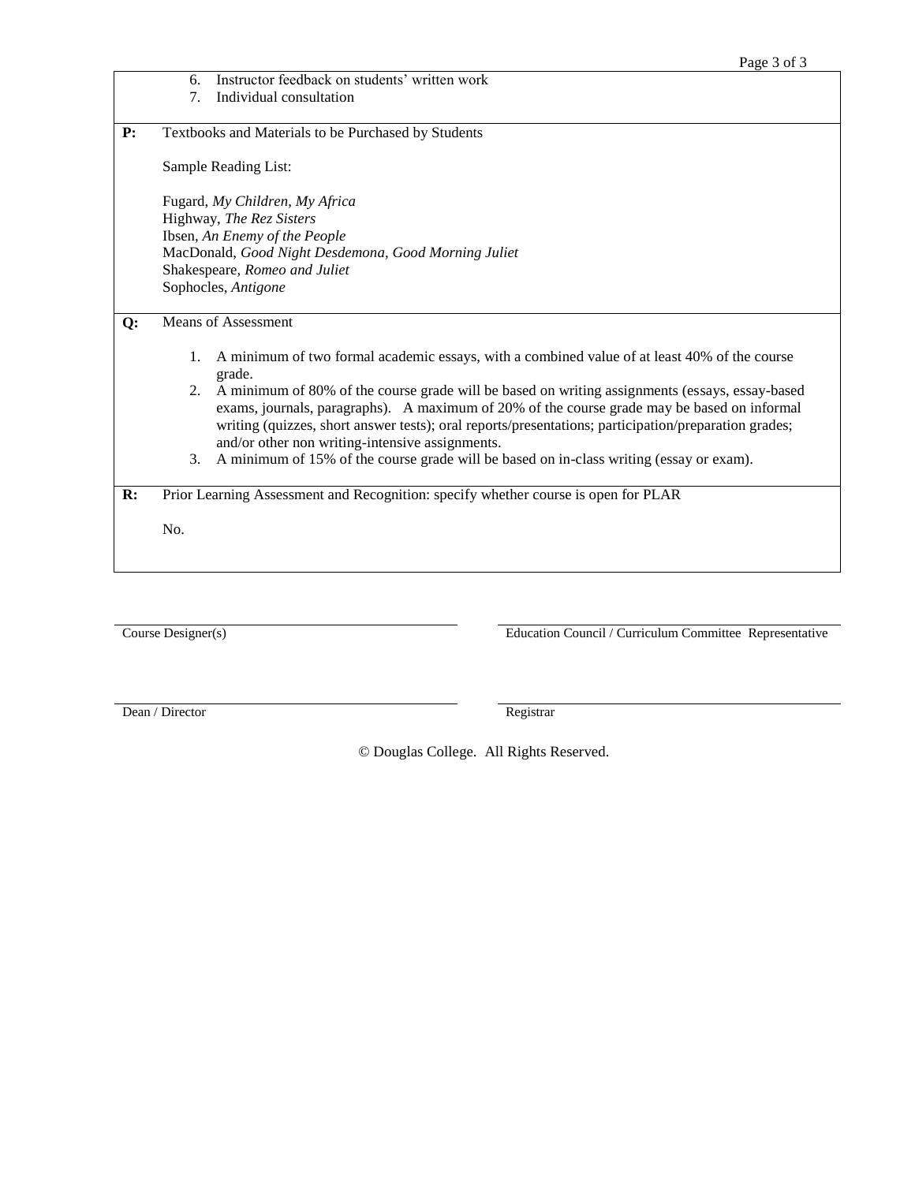6. Instructor feedback on students' written work
7. Individual consultation

**P:** Textbooks and Materials to be Purchased by Students

Sample Reading List:

Fugard, *My Children, My Africa*
Highway, *The Rez Sisters*
Ibsen, *An Enemy of the People*
MacDonald, *Good Night Desdemona, Good Morning Juliet*
Shakespeare, *Romeo and Juliet*
Sophocles, *Antigone*

**Q:** Means of Assessment

1. A minimum of two formal academic essays, with a combined value of at least 40% of the course grade.
2. A minimum of 80% of the course grade will be based on writing assignments (essays, essay-based exams, journals, paragraphs). A maximum of 20% of the course grade may be based on informal writing (quizzes, short answer tests); oral reports/presentations; participation/preparation grades; and/or other non writing-intensive assignments.
3. A minimum of 15% of the course grade will be based on in-class writing (essay or exam).

**R:** Prior Learning Assessment and Recognition: specify whether course is open for PLAR

No.

Course Designer(s)

Education Council / Curriculum Committee Representative

Dean / Director

Registrar

© Douglas College. All Rights Reserved.